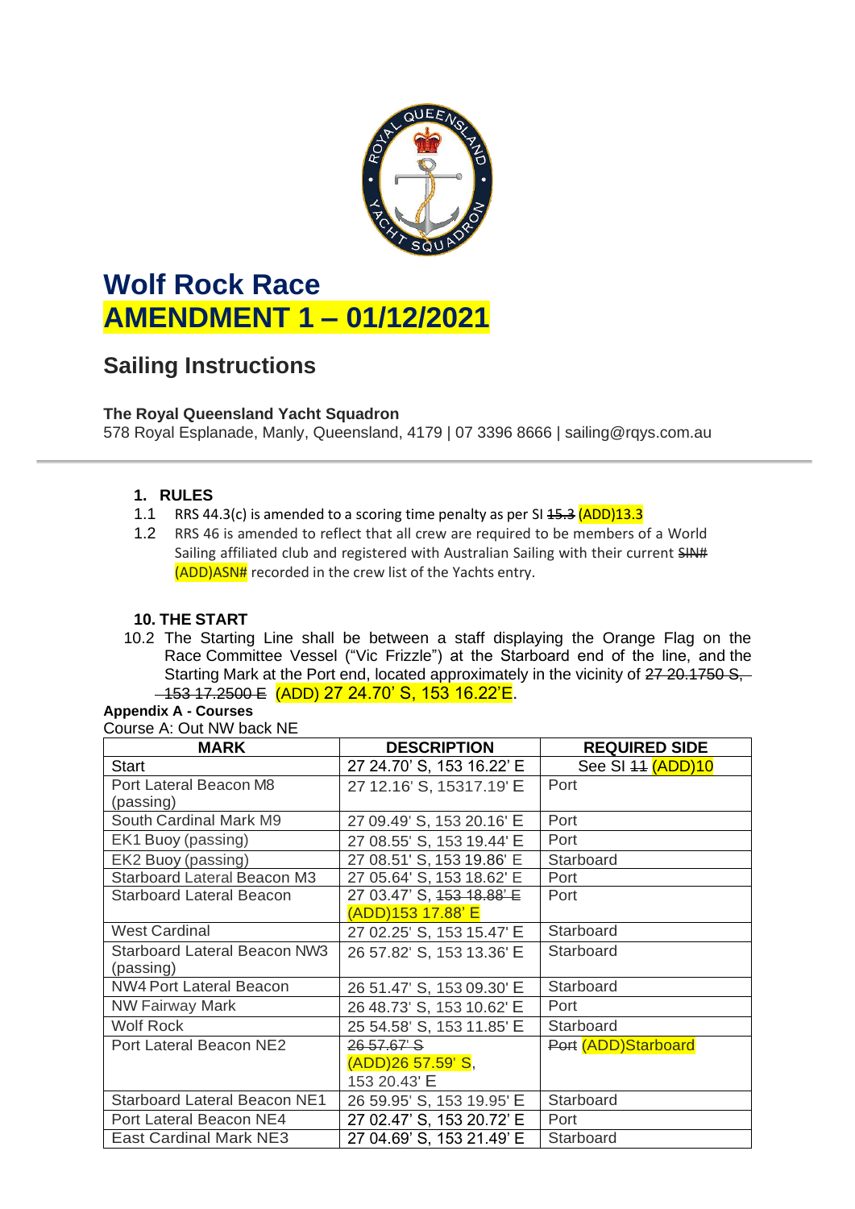# Wolf Rock Race

# AMENDMENT 1 – 01/12/2021

## Sailing Instructions

**The Royal Queensland Yacht Squadron**

578 Royal Esplanade, Manly, Queensland, 4179 | 07 3396 8666 | sailing@rqys.com.au

---

### 1. RULES

1.1 RRS 44.3(c) is amended to a scoring time penalty as per SI ~~15.3~~ (ADD)13.3

1.2 RRS 46 is amended to reflect that all crew are required to be members of a World Sailing affiliated club and registered with Australian Sailing with their current ~~SIN#~~ (ADD)ASN# recorded in the crew list of the Yachts entry.

### 10. THE START

10.2 The Starting Line shall be between a staff displaying the Orange Flag on the Race Committee Vessel ("Vic Frizzle") at the Starboard end of the line, and the Starting Mark at the Port end, located approximately in the vicinity of ~~27 20.1750 S, 153 17.2500 E~~ (ADD) 27 24.70' S, 153 16.22'E.

**Appendix A - Courses**

Course A: Out NW back NE

| MARK | DESCRIPTION | REQUIRED SIDE |
|---|---|---|
| Start | 27 24.70' S, 153 16.22' E | See SI ~~11~~ (ADD)10 |
| Port Lateral Beacon M8 (passing) | 27 12.16' S, 15317.19' E | Port |
| South Cardinal Mark M9 | 27 09.49' S, 153 20.16' E | Port |
| EK1 Buoy (passing) | 27 08.55' S, 153 19.44' E | Port |
| EK2 Buoy (passing) | 27 08.51' S, 153 19.86' E | Starboard |
| Starboard Lateral Beacon M3 | 27 05.64' S, 153 18.62' E | Port |
| Starboard Lateral Beacon | 27 03.47' S, ~~153 18.88' E~~ (ADD)153 17.88' E | Port |
| West Cardinal | 27 02.25' S, 153 15.47' E | Starboard |
| Starboard Lateral Beacon NW3 (passing) | 26 57.82' S, 153 13.36' E | Starboard |
| NW4 Port Lateral Beacon | 26 51.47' S, 153 09.30' E | Starboard |
| NW Fairway Mark | 26 48.73' S, 153 10.62' E | Port |
| Wolf Rock | 25 54.58' S, 153 11.85' E | Starboard |
| Port Lateral Beacon NE2 | ~~26 57.67' S~~ (ADD)26 57.59' S, 153 20.43' E | ~~Port~~ (ADD)Starboard |
| Starboard Lateral Beacon NE1 | 26 59.95' S, 153 19.95' E | Starboard |
| Port Lateral Beacon NE4 | 27 02.47' S, 153 20.72' E | Port |
| East Cardinal Mark NE3 | 27 04.69' S, 153 21.49' E | Starboard |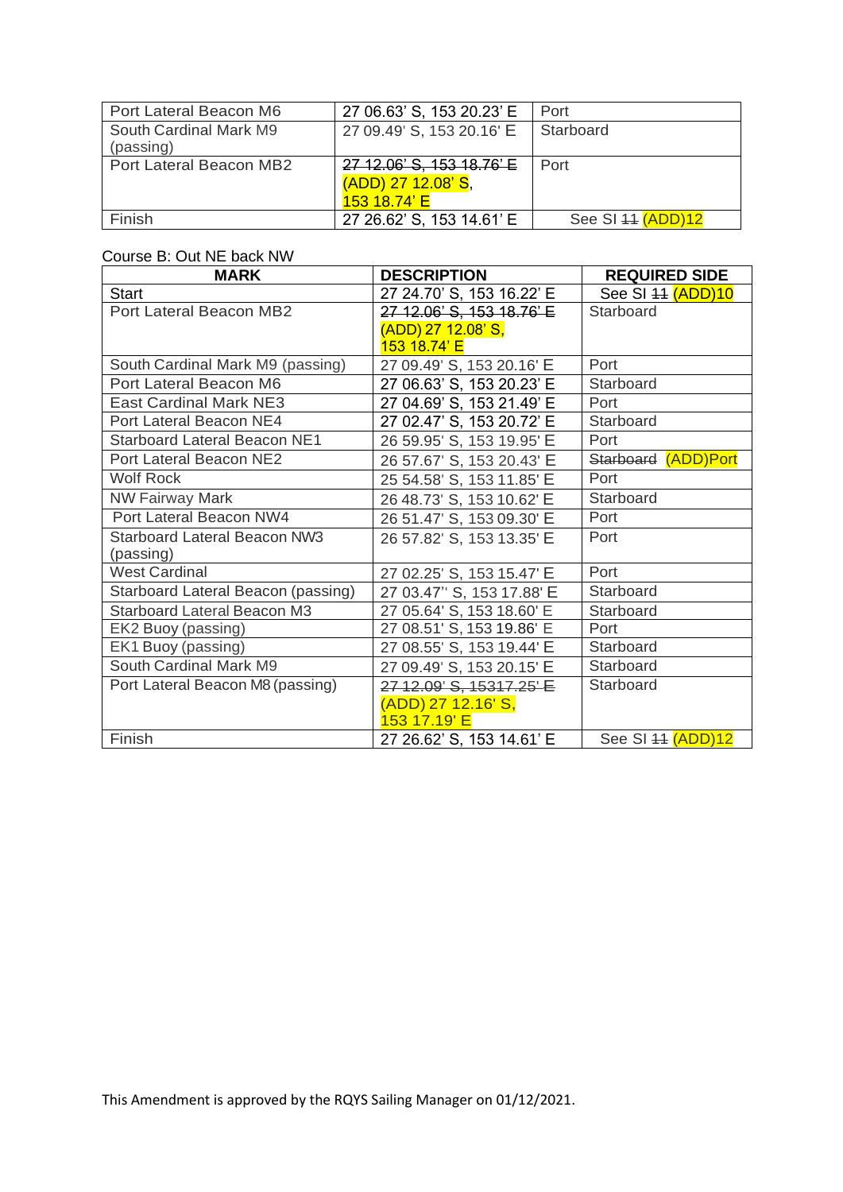| | | |
|---|---|---|
| Port Lateral Beacon M6 | 27 06.63' S, 153 20.23' E | Port |
| South Cardinal Mark M9 (passing) | 27 09.49' S, 153 20.16' E | Starboard |
| Port Lateral Beacon MB2 | ~~27 12.06' S, 153 18.76' E~~ (ADD) 27 12.08' S, 153 18.74' E | Port |
| Finish | 27 26.62' S, 153 14.61' E | See SI ~~11~~ (ADD)12 |

Course B: Out NE back NW

| MARK | DESCRIPTION | REQUIRED SIDE |
|---|---|---|
| Start | 27 24.70' S, 153 16.22' E | See SI ~~11~~ (ADD)10 |
| Port Lateral Beacon MB2 | ~~27 12.06' S, 153 18.76' E~~ (ADD) 27 12.08' S, 153 18.74' E | Starboard |
| South Cardinal Mark M9 (passing) | 27 09.49' S, 153 20.16' E | Port |
| Port Lateral Beacon M6 | 27 06.63' S, 153 20.23' E | Starboard |
| East Cardinal Mark NE3 | 27 04.69' S, 153 21.49' E | Port |
| Port Lateral Beacon NE4 | 27 02.47' S, 153 20.72' E | Starboard |
| Starboard Lateral Beacon NE1 | 26 59.95' S, 153 19.95' E | Port |
| Port Lateral Beacon NE2 | 26 57.67' S, 153 20.43' E | ~~Starboard~~ (ADD)Port |
| Wolf Rock | 25 54.58' S, 153 11.85' E | Port |
| NW Fairway Mark | 26 48.73' S, 153 10.62' E | Starboard |
| Port Lateral Beacon NW4 | 26 51.47' S, 153 09.30' E | Port |
| Starboard Lateral Beacon NW3 (passing) | 26 57.82' S, 153 13.35' E | Port |
| West Cardinal | 27 02.25' S, 153 15.47' E | Port |
| Starboard Lateral Beacon (passing) | 27 03.47'' S, 153 17.88' E | Starboard |
| Starboard Lateral Beacon M3 | 27 05.64' S, 153 18.60' E | Starboard |
| EK2 Buoy (passing) | 27 08.51' S, 153 19.86' E | Port |
| EK1 Buoy (passing) | 27 08.55' S, 153 19.44' E | Starboard |
| South Cardinal Mark M9 | 27 09.49' S, 153 20.15' E | Starboard |
| Port Lateral Beacon M8 (passing) | ~~27 12.09' S, 15317.25' E~~ (ADD) 27 12.16' S, 153 17.19' E | Starboard |
| Finish | 27 26.62' S, 153 14.61' E | See SI ~~11~~ (ADD)12 |

This Amendment is approved by the RQYS Sailing Manager on 01/12/2021.